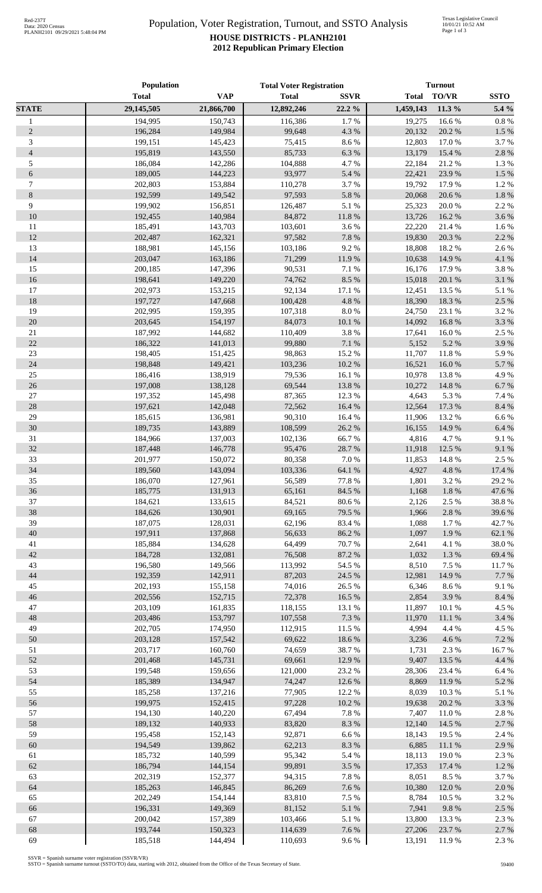# Population, Voter Registration, Turnout, and SSTO Analysis

## HOUSE DISTRICTS - PLANH2101

### 2012 Republican Primary Election

| | Population | | Total Voter Registration | | Turnout | | |
|---|---|---|---|---|---|---|---|
| | Total | VAP | Total | SSVR | Total | TO/VR | SSTO |
| **STATE** | **29,145,505** | **21,866,700** | **12,892,246** | **22.2 %** | **1,459,143** | **11.3 %** | **5.4 %** |
| 1 | 194,995 | 150,743 | 116,386 | 1.7 % | 19,275 | 16.6 % | 0.8 % |
| 2 | 196,284 | 149,984 | 99,648 | 4.3 % | 20,132 | 20.2 % | 1.5 % |
| 3 | 199,151 | 145,423 | 75,415 | 8.6 % | 12,803 | 17.0 % | 3.7 % |
| 4 | 195,819 | 143,550 | 85,733 | 6.3 % | 13,179 | 15.4 % | 2.8 % |
| 5 | 186,084 | 142,286 | 104,888 | 4.7 % | 22,184 | 21.2 % | 1.3 % |
| 6 | 189,005 | 144,223 | 93,977 | 5.4 % | 22,421 | 23.9 % | 1.5 % |
| 7 | 202,803 | 153,884 | 110,278 | 3.7 % | 19,792 | 17.9 % | 1.2 % |
| 8 | 192,599 | 149,542 | 97,593 | 5.8 % | 20,068 | 20.6 % | 1.8 % |
| 9 | 199,902 | 156,851 | 126,487 | 5.1 % | 25,323 | 20.0 % | 2.2 % |
| 10 | 192,455 | 140,984 | 84,872 | 11.8 % | 13,726 | 16.2 % | 3.6 % |
| 11 | 185,491 | 143,703 | 103,601 | 3.6 % | 22,220 | 21.4 % | 1.6 % |
| 12 | 202,487 | 162,321 | 97,582 | 7.8 % | 19,830 | 20.3 % | 2.2 % |
| 13 | 188,981 | 145,156 | 103,186 | 9.2 % | 18,808 | 18.2 % | 2.6 % |
| 14 | 203,047 | 163,186 | 71,299 | 11.9 % | 10,638 | 14.9 % | 4.1 % |
| 15 | 200,185 | 147,396 | 90,531 | 7.1 % | 16,176 | 17.9 % | 3.8 % |
| 16 | 198,641 | 149,220 | 74,762 | 8.5 % | 15,018 | 20.1 % | 3.1 % |
| 17 | 202,973 | 153,215 | 92,134 | 17.1 % | 12,451 | 13.5 % | 5.1 % |
| 18 | 197,727 | 147,668 | 100,428 | 4.8 % | 18,390 | 18.3 % | 2.5 % |
| 19 | 202,995 | 159,395 | 107,318 | 8.0 % | 24,750 | 23.1 % | 3.2 % |
| 20 | 203,645 | 154,197 | 84,073 | 10.1 % | 14,092 | 16.8 % | 3.3 % |
| 21 | 187,992 | 144,682 | 110,409 | 3.8 % | 17,641 | 16.0 % | 2.5 % |
| 22 | 186,322 | 141,013 | 99,880 | 7.1 % | 5,152 | 5.2 % | 3.9 % |
| 23 | 198,405 | 151,425 | 98,863 | 15.2 % | 11,707 | 11.8 % | 5.9 % |
| 24 | 198,848 | 149,421 | 103,236 | 10.2 % | 16,521 | 16.0 % | 5.7 % |
| 25 | 186,416 | 138,919 | 79,536 | 16.1 % | 10,978 | 13.8 % | 4.9 % |
| 26 | 197,008 | 138,128 | 69,544 | 13.8 % | 10,272 | 14.8 % | 6.7 % |
| 27 | 197,352 | 145,498 | 87,365 | 12.3 % | 4,643 | 5.3 % | 7.4 % |
| 28 | 197,621 | 142,048 | 72,562 | 16.4 % | 12,564 | 17.3 % | 8.4 % |
| 29 | 185,615 | 136,981 | 90,310 | 16.4 % | 11,906 | 13.2 % | 6.6 % |
| 30 | 189,735 | 143,889 | 108,599 | 26.2 % | 16,155 | 14.9 % | 6.4 % |
| 31 | 184,966 | 137,003 | 102,136 | 66.7 % | 4,816 | 4.7 % | 9.1 % |
| 32 | 187,448 | 146,778 | 95,476 | 28.7 % | 11,918 | 12.5 % | 9.1 % |
| 33 | 201,977 | 150,072 | 80,358 | 7.0 % | 11,853 | 14.8 % | 2.5 % |
| 34 | 189,560 | 143,094 | 103,336 | 64.1 % | 4,927 | 4.8 % | 17.4 % |
| 35 | 186,070 | 127,961 | 56,589 | 77.8 % | 1,801 | 3.2 % | 29.2 % |
| 36 | 185,775 | 131,913 | 65,161 | 84.5 % | 1,168 | 1.8 % | 47.6 % |
| 37 | 184,621 | 133,615 | 84,521 | 80.6 % | 2,126 | 2.5 % | 38.8 % |
| 38 | 184,626 | 130,901 | 69,165 | 79.5 % | 1,966 | 2.8 % | 39.6 % |
| 39 | 187,075 | 128,031 | 62,196 | 83.4 % | 1,088 | 1.7 % | 42.7 % |
| 40 | 197,911 | 137,868 | 56,633 | 86.2 % | 1,097 | 1.9 % | 62.1 % |
| 41 | 185,884 | 134,628 | 64,499 | 70.7 % | 2,641 | 4.1 % | 38.0 % |
| 42 | 184,728 | 132,081 | 76,508 | 87.2 % | 1,032 | 1.3 % | 69.4 % |
| 43 | 196,580 | 149,566 | 113,992 | 54.5 % | 8,510 | 7.5 % | 11.7 % |
| 44 | 192,359 | 142,911 | 87,203 | 24.5 % | 12,981 | 14.9 % | 7.7 % |
| 45 | 202,193 | 155,158 | 74,016 | 26.5 % | 6,346 | 8.6 % | 9.1 % |
| 46 | 202,556 | 152,715 | 72,378 | 16.5 % | 2,854 | 3.9 % | 8.4 % |
| 47 | 203,109 | 161,835 | 118,155 | 13.1 % | 11,897 | 10.1 % | 4.5 % |
| 48 | 203,486 | 153,797 | 107,558 | 7.3 % | 11,970 | 11.1 % | 3.4 % |
| 49 | 202,705 | 174,950 | 112,915 | 11.5 % | 4,994 | 4.4 % | 4.5 % |
| 50 | 203,128 | 157,542 | 69,622 | 18.6 % | 3,236 | 4.6 % | 7.2 % |
| 51 | 203,717 | 160,760 | 74,659 | 38.7 % | 1,731 | 2.3 % | 16.7 % |
| 52 | 201,468 | 145,731 | 69,661 | 12.9 % | 9,407 | 13.5 % | 4.4 % |
| 53 | 199,548 | 159,656 | 121,000 | 23.2 % | 28,306 | 23.4 % | 6.4 % |
| 54 | 185,389 | 134,947 | 74,247 | 12.6 % | 8,869 | 11.9 % | 5.2 % |
| 55 | 185,258 | 137,216 | 77,905 | 12.2 % | 8,039 | 10.3 % | 5.1 % |
| 56 | 199,975 | 152,415 | 97,228 | 10.2 % | 19,638 | 20.2 % | 3.3 % |
| 57 | 194,130 | 140,220 | 67,494 | 7.8 % | 7,407 | 11.0 % | 2.8 % |
| 58 | 189,132 | 140,933 | 83,820 | 8.3 % | 12,140 | 14.5 % | 2.7 % |
| 59 | 195,458 | 152,143 | 92,871 | 6.6 % | 18,143 | 19.5 % | 2.4 % |
| 60 | 194,549 | 139,862 | 62,213 | 8.3 % | 6,885 | 11.1 % | 2.9 % |
| 61 | 185,732 | 140,599 | 95,342 | 5.4 % | 18,113 | 19.0 % | 2.3 % |
| 62 | 186,794 | 144,154 | 99,891 | 3.5 % | 17,353 | 17.4 % | 1.2 % |
| 63 | 202,319 | 152,377 | 94,315 | 7.8 % | 8,051 | 8.5 % | 3.7 % |
| 64 | 185,263 | 146,845 | 86,269 | 7.6 % | 10,380 | 12.0 % | 2.0 % |
| 65 | 202,249 | 154,144 | 83,810 | 7.5 % | 8,784 | 10.5 % | 3.2 % |
| 66 | 196,331 | 149,369 | 81,152 | 5.1 % | 7,941 | 9.8 % | 2.5 % |
| 67 | 200,042 | 157,389 | 103,466 | 5.1 % | 13,800 | 13.3 % | 2.3 % |
| 68 | 193,744 | 150,323 | 114,639 | 7.6 % | 27,206 | 23.7 % | 2.7 % |
| 69 | 185,518 | 144,494 | 110,693 | 9.6 % | 13,191 | 11.9 % | 2.3 % |

SSVR = Spanish surname voter registration (SSVR/VR)
SSTO = Spanish surname turnout (SSTO/TO) data, starting with 2012, obtained from the Office of the Texas Secretary of State.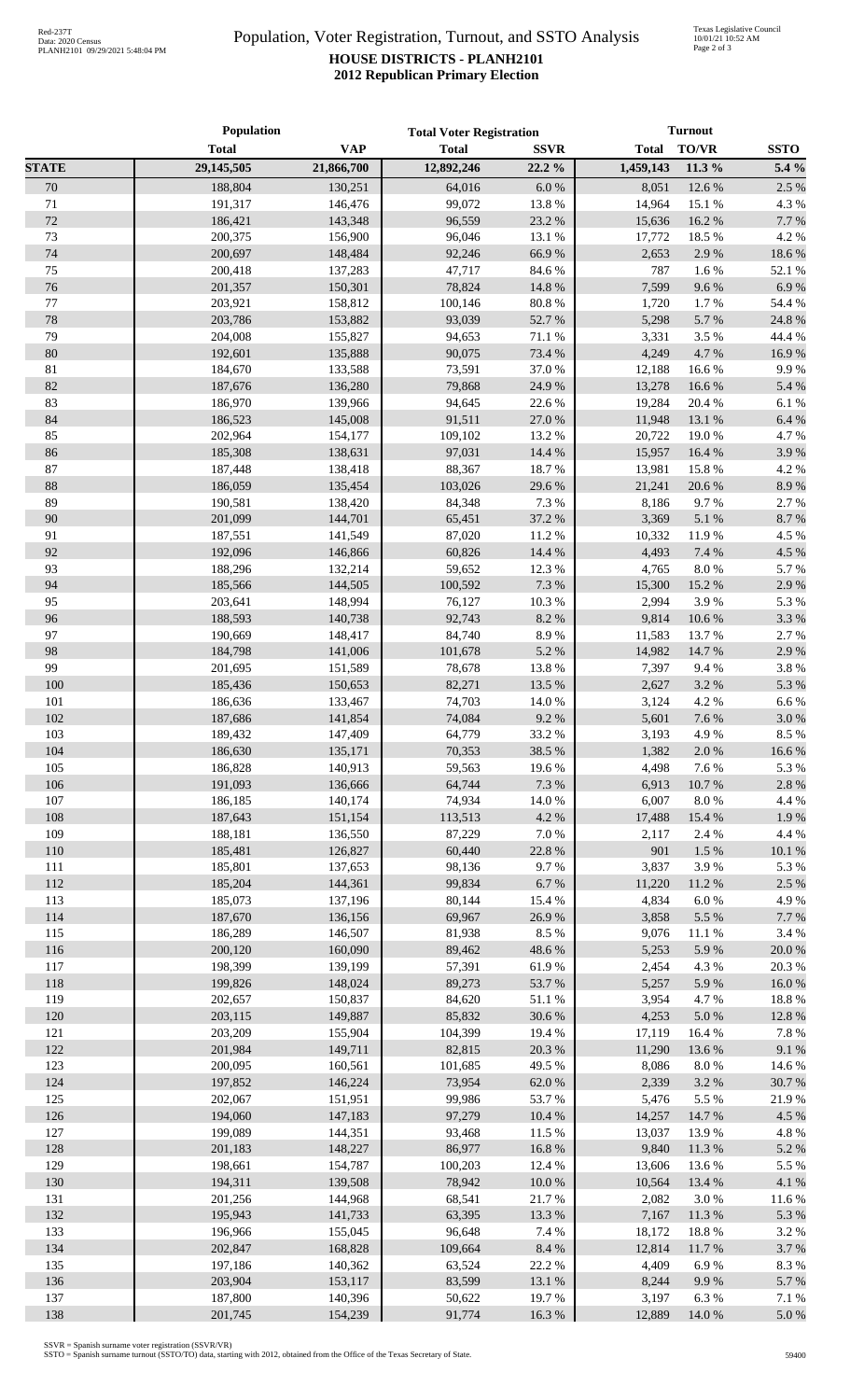# Population, Voter Registration, Turnout, and SSTO Analysis

## HOUSE DISTRICTS - PLANH2101

### 2012 Republican Primary Election

| | Population | | Total Voter Registration | | Turnout | | |
|---|---|---|---|---|---|---|---|
| | **Total** | **VAP** | **Total** | **SSVR** | **Total** | **TO/VR** | **SSTO** |
| **STATE** | **29,145,505** | **21,866,700** | **12,892,246** | **22.2 %** | **1,459,143** | **11.3 %** | **5.4 %** |
| 70 | 188,804 | 130,251 | 64,016 | 6.0 % | 8,051 | 12.6 % | 2.5 % |
| 71 | 191,317 | 146,476 | 99,072 | 13.8 % | 14,964 | 15.1 % | 4.3 % |
| 72 | 186,421 | 143,348 | 96,559 | 23.2 % | 15,636 | 16.2 % | 7.7 % |
| 73 | 200,375 | 156,900 | 96,046 | 13.1 % | 17,772 | 18.5 % | 4.2 % |
| 74 | 200,697 | 148,484 | 92,246 | 66.9 % | 2,653 | 2.9 % | 18.6 % |
| 75 | 200,418 | 137,283 | 47,717 | 84.6 % | 787 | 1.6 % | 52.1 % |
| 76 | 201,357 | 150,301 | 78,824 | 14.8 % | 7,599 | 9.6 % | 6.9 % |
| 77 | 203,921 | 158,812 | 100,146 | 80.8 % | 1,720 | 1.7 % | 54.4 % |
| 78 | 203,786 | 153,882 | 93,039 | 52.7 % | 5,298 | 5.7 % | 24.8 % |
| 79 | 204,008 | 155,827 | 94,653 | 71.1 % | 3,331 | 3.5 % | 44.4 % |
| 80 | 192,601 | 135,888 | 90,075 | 73.4 % | 4,249 | 4.7 % | 16.9 % |
| 81 | 184,670 | 133,588 | 73,591 | 37.0 % | 12,188 | 16.6 % | 9.9 % |
| 82 | 187,676 | 136,280 | 79,868 | 24.9 % | 13,278 | 16.6 % | 5.4 % |
| 83 | 186,970 | 139,966 | 94,645 | 22.6 % | 19,284 | 20.4 % | 6.1 % |
| 84 | 186,523 | 145,008 | 91,511 | 27.0 % | 11,948 | 13.1 % | 6.4 % |
| 85 | 202,964 | 154,177 | 109,102 | 13.2 % | 20,722 | 19.0 % | 4.7 % |
| 86 | 185,308 | 138,631 | 97,031 | 14.4 % | 15,957 | 16.4 % | 3.9 % |
| 87 | 187,448 | 138,418 | 88,367 | 18.7 % | 13,981 | 15.8 % | 4.2 % |
| 88 | 186,059 | 135,454 | 103,026 | 29.6 % | 21,241 | 20.6 % | 8.9 % |
| 89 | 190,581 | 138,420 | 84,348 | 7.3 % | 8,186 | 9.7 % | 2.7 % |
| 90 | 201,099 | 144,701 | 65,451 | 37.2 % | 3,369 | 5.1 % | 8.7 % |
| 91 | 187,551 | 141,549 | 87,020 | 11.2 % | 10,332 | 11.9 % | 4.5 % |
| 92 | 192,096 | 146,866 | 60,826 | 14.4 % | 4,493 | 7.4 % | 4.5 % |
| 93 | 188,296 | 132,214 | 59,652 | 12.3 % | 4,765 | 8.0 % | 5.7 % |
| 94 | 185,566 | 144,505 | 100,592 | 7.3 % | 15,300 | 15.2 % | 2.9 % |
| 95 | 203,641 | 148,994 | 76,127 | 10.3 % | 2,994 | 3.9 % | 5.3 % |
| 96 | 188,593 | 140,738 | 92,743 | 8.2 % | 9,814 | 10.6 % | 3.3 % |
| 97 | 190,669 | 148,417 | 84,740 | 8.9 % | 11,583 | 13.7 % | 2.7 % |
| 98 | 184,798 | 141,006 | 101,678 | 5.2 % | 14,982 | 14.7 % | 2.9 % |
| 99 | 201,695 | 151,589 | 78,678 | 13.8 % | 7,397 | 9.4 % | 3.8 % |
| 100 | 185,436 | 150,653 | 82,271 | 13.5 % | 2,627 | 3.2 % | 5.3 % |
| 101 | 186,636 | 133,467 | 74,703 | 14.0 % | 3,124 | 4.2 % | 6.6 % |
| 102 | 187,686 | 141,854 | 74,084 | 9.2 % | 5,601 | 7.6 % | 3.0 % |
| 103 | 189,432 | 147,409 | 64,779 | 33.2 % | 3,193 | 4.9 % | 8.5 % |
| 104 | 186,630 | 135,171 | 70,353 | 38.5 % | 1,382 | 2.0 % | 16.6 % |
| 105 | 186,828 | 140,913 | 59,563 | 19.6 % | 4,498 | 7.6 % | 5.3 % |
| 106 | 191,093 | 136,666 | 64,744 | 7.3 % | 6,913 | 10.7 % | 2.8 % |
| 107 | 186,185 | 140,174 | 74,934 | 14.0 % | 6,007 | 8.0 % | 4.4 % |
| 108 | 187,643 | 151,154 | 113,513 | 4.2 % | 17,488 | 15.4 % | 1.9 % |
| 109 | 188,181 | 136,550 | 87,229 | 7.0 % | 2,117 | 2.4 % | 4.4 % |
| 110 | 185,481 | 126,827 | 60,440 | 22.8 % | 901 | 1.5 % | 10.1 % |
| 111 | 185,801 | 137,653 | 98,136 | 9.7 % | 3,837 | 3.9 % | 5.3 % |
| 112 | 185,204 | 144,361 | 99,834 | 6.7 % | 11,220 | 11.2 % | 2.5 % |
| 113 | 185,073 | 137,196 | 80,144 | 15.4 % | 4,834 | 6.0 % | 4.9 % |
| 114 | 187,670 | 136,156 | 69,967 | 26.9 % | 3,858 | 5.5 % | 7.7 % |
| 115 | 186,289 | 146,507 | 81,938 | 8.5 % | 9,076 | 11.1 % | 3.4 % |
| 116 | 200,120 | 160,090 | 89,462 | 48.6 % | 5,253 | 5.9 % | 20.0 % |
| 117 | 198,399 | 139,199 | 57,391 | 61.9 % | 2,454 | 4.3 % | 20.3 % |
| 118 | 199,826 | 148,024 | 89,273 | 53.7 % | 5,257 | 5.9 % | 16.0 % |
| 119 | 202,657 | 150,837 | 84,620 | 51.1 % | 3,954 | 4.7 % | 18.8 % |
| 120 | 203,115 | 149,887 | 85,832 | 30.6 % | 4,253 | 5.0 % | 12.8 % |
| 121 | 203,209 | 155,904 | 104,399 | 19.4 % | 17,119 | 16.4 % | 7.8 % |
| 122 | 201,984 | 149,711 | 82,815 | 20.3 % | 11,290 | 13.6 % | 9.1 % |
| 123 | 200,095 | 160,561 | 101,685 | 49.5 % | 8,086 | 8.0 % | 14.6 % |
| 124 | 197,852 | 146,224 | 73,954 | 62.0 % | 2,339 | 3.2 % | 30.7 % |
| 125 | 202,067 | 151,951 | 99,986 | 53.7 % | 5,476 | 5.5 % | 21.9 % |
| 126 | 194,060 | 147,183 | 97,279 | 10.4 % | 14,257 | 14.7 % | 4.5 % |
| 127 | 199,089 | 144,351 | 93,468 | 11.5 % | 13,037 | 13.9 % | 4.8 % |
| 128 | 201,183 | 148,227 | 86,977 | 16.8 % | 9,840 | 11.3 % | 5.2 % |
| 129 | 198,661 | 154,787 | 100,203 | 12.4 % | 13,606 | 13.6 % | 5.5 % |
| 130 | 194,311 | 139,508 | 78,942 | 10.0 % | 10,564 | 13.4 % | 4.1 % |
| 131 | 201,256 | 144,968 | 68,541 | 21.7 % | 2,082 | 3.0 % | 11.6 % |
| 132 | 195,943 | 141,733 | 63,395 | 13.3 % | 7,167 | 11.3 % | 5.3 % |
| 133 | 196,966 | 155,045 | 96,648 | 7.4 % | 18,172 | 18.8 % | 3.2 % |
| 134 | 202,847 | 168,828 | 109,664 | 8.4 % | 12,814 | 11.7 % | 3.7 % |
| 135 | 197,186 | 140,362 | 63,524 | 22.2 % | 4,409 | 6.9 % | 8.3 % |
| 136 | 203,904 | 153,117 | 83,599 | 13.1 % | 8,244 | 9.9 % | 5.7 % |
| 137 | 187,800 | 140,396 | 50,622 | 19.7 % | 3,197 | 6.3 % | 7.1 % |
| 138 | 201,745 | 154,239 | 91,774 | 16.3 % | 12,889 | 14.0 % | 5.0 % |

SSVR = Spanish surname voter registration (SSVR/VR)
SSTO = Spanish surname turnout (SSTO/TO) data, starting with 2012, obtained from the Office of the Texas Secretary of State.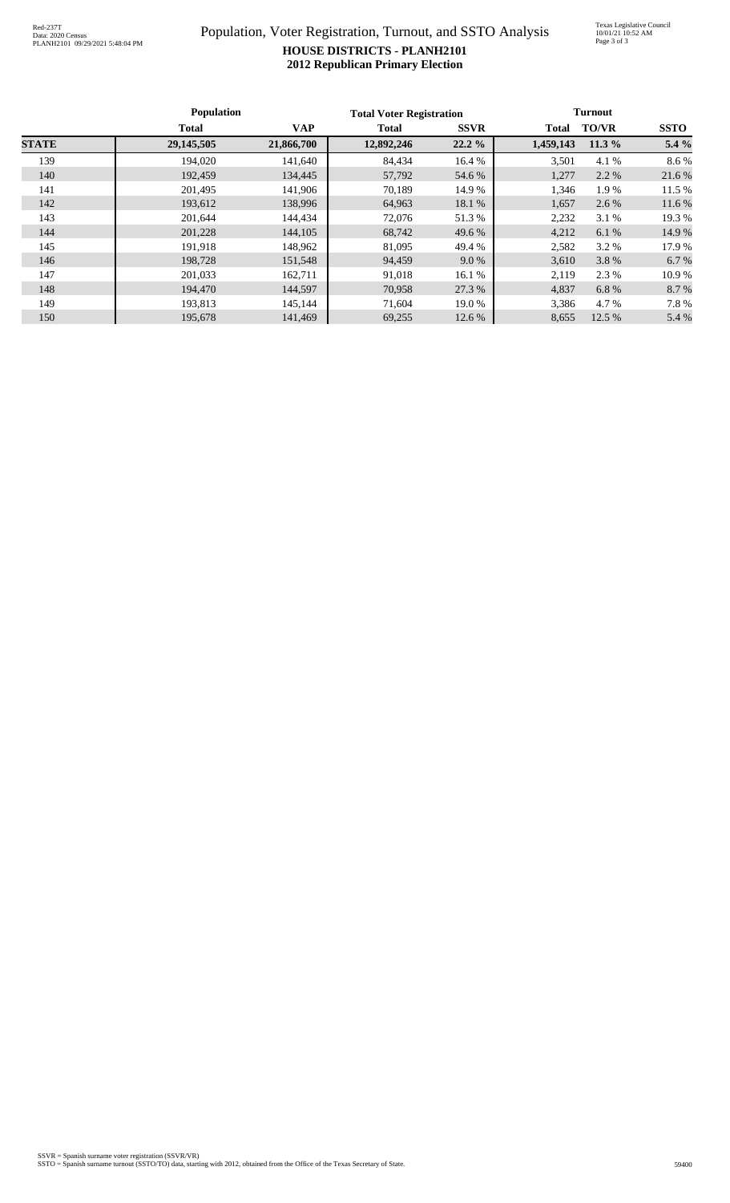# Population, Voter Registration, Turnout, and SSTO Analysis

## HOUSE DISTRICTS - PLANH2101

## 2012 Republican Primary Election

| | Population | | Total Voter Registration | | Turnout | | |
|---|---|---|---|---|---|---|---|
| | Total | VAP | Total | SSVR | Total | TO/VR | SSTO |
| **STATE** | **29,145,505** | **21,866,700** | **12,892,246** | **22.2 %** | **1,459,143** | **11.3 %** | **5.4 %** |
| 139 | 194,020 | 141,640 | 84,434 | 16.4 % | 3,501 | 4.1 % | 8.6 % |
| 140 | 192,459 | 134,445 | 57,792 | 54.6 % | 1,277 | 2.2 % | 21.6 % |
| 141 | 201,495 | 141,906 | 70,189 | 14.9 % | 1,346 | 1.9 % | 11.5 % |
| 142 | 193,612 | 138,996 | 64,963 | 18.1 % | 1,657 | 2.6 % | 11.6 % |
| 143 | 201,644 | 144,434 | 72,076 | 51.3 % | 2,232 | 3.1 % | 19.3 % |
| 144 | 201,228 | 144,105 | 68,742 | 49.6 % | 4,212 | 6.1 % | 14.9 % |
| 145 | 191,918 | 148,962 | 81,095 | 49.4 % | 2,582 | 3.2 % | 17.9 % |
| 146 | 198,728 | 151,548 | 94,459 | 9.0 % | 3,610 | 3.8 % | 6.7 % |
| 147 | 201,033 | 162,711 | 91,018 | 16.1 % | 2,119 | 2.3 % | 10.9 % |
| 148 | 194,470 | 144,597 | 70,958 | 27.3 % | 4,837 | 6.8 % | 8.7 % |
| 149 | 193,813 | 145,144 | 71,604 | 19.0 % | 3,386 | 4.7 % | 7.8 % |
| 150 | 195,678 | 141,469 | 69,255 | 12.6 % | 8,655 | 12.5 % | 5.4 % |

SSVR = Spanish surname voter registration (SSVR/VR)
SSTO = Spanish surname turnout (SSTO/TO) data, starting with 2012, obtained from the Office of the Texas Secretary of State.